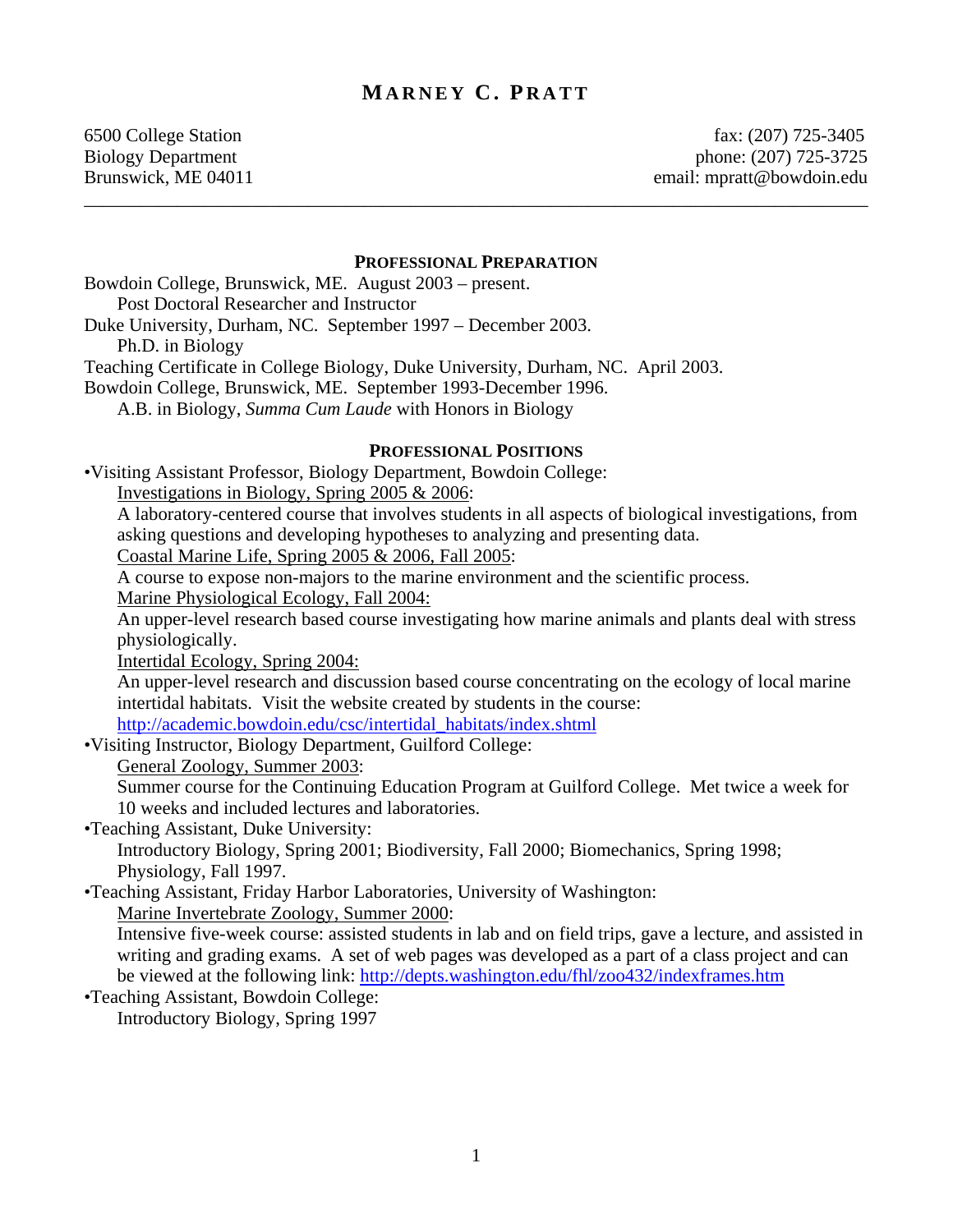# MARNEY C. PRATT

6500 College Station
Biology Department
Brunswick, ME 04011

fax: (207) 725-3405
phone: (207) 725-3725
email: mpratt@bowdoin.edu

---

## PROFESSIONAL PREPARATION

Bowdoin College, Brunswick, ME. August 2003 – present.
Post Doctoral Researcher and Instructor

Duke University, Durham, NC. September 1997 – December 2003.
Ph.D. in Biology

Teaching Certificate in College Biology, Duke University, Durham, NC. April 2003.

Bowdoin College, Brunswick, ME. September 1993-December 1996.
A.B. in Biology, *Summa Cum Laude* with Honors in Biology

## PROFESSIONAL POSITIONS

- Visiting Assistant Professor, Biology Department, Bowdoin College:
  - Investigations in Biology, Spring 2005 & 2006:
    A laboratory-centered course that involves students in all aspects of biological investigations, from asking questions and developing hypotheses to analyzing and presenting data.
  - Coastal Marine Life, Spring 2005 & 2006, Fall 2005:
    A course to expose non-majors to the marine environment and the scientific process.
  - Marine Physiological Ecology, Fall 2004:
    An upper-level research based course investigating how marine animals and plants deal with stress physiologically.
  - Intertidal Ecology, Spring 2004:
    An upper-level research and discussion based course concentrating on the ecology of local marine intertidal habitats. Visit the website created by students in the course: http://academic.bowdoin.edu/csc/intertidal_habitats/index.shtml
- Visiting Instructor, Biology Department, Guilford College:
  - General Zoology, Summer 2003:
    Summer course for the Continuing Education Program at Guilford College. Met twice a week for 10 weeks and included lectures and laboratories.
- Teaching Assistant, Duke University:
  Introductory Biology, Spring 2001; Biodiversity, Fall 2000; Biomechanics, Spring 1998; Physiology, Fall 1997.
- Teaching Assistant, Friday Harbor Laboratories, University of Washington:
  - Marine Invertebrate Zoology, Summer 2000:
    Intensive five-week course: assisted students in lab and on field trips, gave a lecture, and assisted in writing and grading exams. A set of web pages was developed as a part of a class project and can be viewed at the following link: http://depts.washington.edu/fhl/zoo432/indexframes.htm
- Teaching Assistant, Bowdoin College:
  Introductory Biology, Spring 1997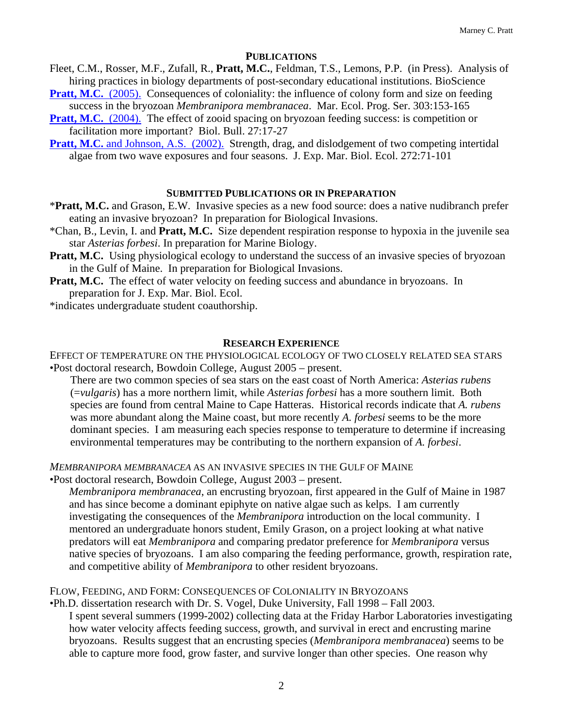## PUBLICATIONS

Fleet, C.M., Rosser, M.F., Zufall, R., **Pratt, M.C.**, Feldman, T.S., Lemons, P.P. (in Press). Analysis of hiring practices in biology departments of post-secondary educational institutions. BioScience

**Pratt, M.C.** (2005). Consequences of coloniality: the influence of colony form and size on feeding success in the bryozoan *Membranipora membranacea*. Mar. Ecol. Prog. Ser. 303:153-165

**Pratt, M.C.** (2004). The effect of zooid spacing on bryozoan feeding success: is competition or facilitation more important? Biol. Bull. 27:17-27

**Pratt, M.C.** and Johnson, A.S. (2002). Strength, drag, and dislodgement of two competing intertidal algae from two wave exposures and four seasons. J. Exp. Mar. Biol. Ecol. 272:71-101

## SUBMITTED PUBLICATIONS OR IN PREPARATION

*__Pratt, M.C.__ and Grason, E.W. Invasive species as a new food source: does a native nudibranch prefer eating an invasive bryozoan? In preparation for Biological Invasions.

*Chan, B., Levin, I. and **Pratt, M.C.** Size dependent respiration response to hypoxia in the juvenile sea star *Asterias forbesi*. In preparation for Marine Biology.

**Pratt, M.C.** Using physiological ecology to understand the success of an invasive species of bryozoan in the Gulf of Maine. In preparation for Biological Invasions.

**Pratt, M.C.** The effect of water velocity on feeding success and abundance in bryozoans. In preparation for J. Exp. Mar. Biol. Ecol.

*indicates undergraduate student coauthorship.

## RESEARCH EXPERIENCE

EFFECT OF TEMPERATURE ON THE PHYSIOLOGICAL ECOLOGY OF TWO CLOSELY RELATED SEA STARS

- Post doctoral research, Bowdoin College, August 2005 – present.

  There are two common species of sea stars on the east coast of North America: *Asterias rubens* (=*vulgaris*) has a more northern limit, while *Asterias forbesi* has a more southern limit. Both species are found from central Maine to Cape Hatteras. Historical records indicate that *A. rubens* was more abundant along the Maine coast, but more recently *A. forbesi* seems to be the more dominant species. I am measuring each species response to temperature to determine if increasing environmental temperatures may be contributing to the northern expansion of *A. forbesi*.

*MEMBRANIPORA MEMBRANACEA* AS AN INVASIVE SPECIES IN THE GULF OF MAINE

- Post doctoral research, Bowdoin College, August 2003 – present.

  *Membranipora membranacea*, an encrusting bryozoan, first appeared in the Gulf of Maine in 1987 and has since become a dominant epiphyte on native algae such as kelps. I am currently investigating the consequences of the *Membranipora* introduction on the local community. I mentored an undergraduate honors student, Emily Grason, on a project looking at what native predators will eat *Membranipora* and comparing predator preference for *Membranipora* versus native species of bryozoans. I am also comparing the feeding performance, growth, respiration rate, and competitive ability of *Membranipora* to other resident bryozoans.

FLOW, FEEDING, AND FORM: CONSEQUENCES OF COLONIALITY IN BRYOZOANS

- Ph.D. dissertation research with Dr. S. Vogel, Duke University, Fall 1998 – Fall 2003.

  I spent several summers (1999-2002) collecting data at the Friday Harbor Laboratories investigating how water velocity affects feeding success, growth, and survival in erect and encrusting marine bryozoans. Results suggest that an encrusting species (*Membranipora membranacea*) seems to be able to capture more food, grow faster, and survive longer than other species. One reason why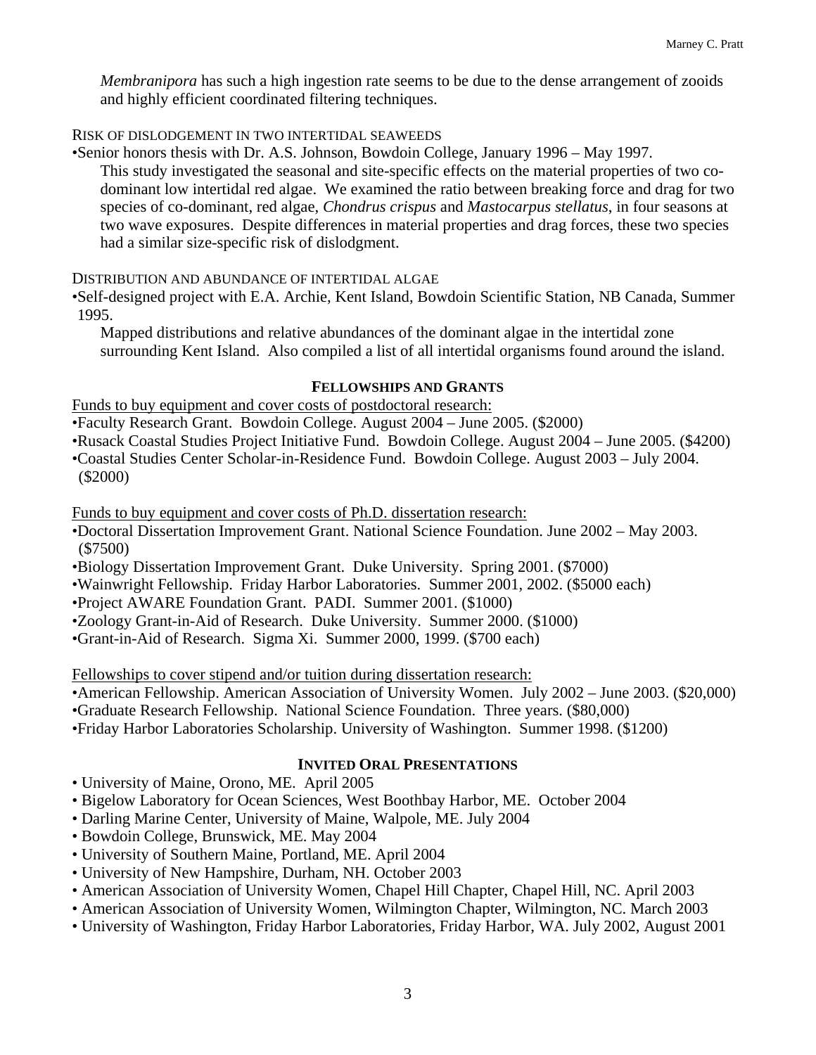*Membranipora* has such a high ingestion rate seems to be due to the dense arrangement of zooids and highly efficient coordinated filtering techniques.

RISK OF DISLODGEMENT IN TWO INTERTIDAL SEAWEEDS

•Senior honors thesis with Dr. A.S. Johnson, Bowdoin College, January 1996 – May 1997.

This study investigated the seasonal and site-specific effects on the material properties of two co-dominant low intertidal red algae. We examined the ratio between breaking force and drag for two species of co-dominant, red algae, *Chondrus crispus* and *Mastocarpus stellatus*, in four seasons at two wave exposures. Despite differences in material properties and drag forces, these two species had a similar size-specific risk of dislodgment.

DISTRIBUTION AND ABUNDANCE OF INTERTIDAL ALGAE

•Self-designed project with E.A. Archie, Kent Island, Bowdoin Scientific Station, NB Canada, Summer 1995.

Mapped distributions and relative abundances of the dominant algae in the intertidal zone surrounding Kent Island. Also compiled a list of all intertidal organisms found around the island.

## FELLOWSHIPS AND GRANTS

Funds to buy equipment and cover costs of postdoctoral research:

•Faculty Research Grant. Bowdoin College. August 2004 – June 2005. ($2000)
•Rusack Coastal Studies Project Initiative Fund. Bowdoin College. August 2004 – June 2005. ($4200)
•Coastal Studies Center Scholar-in-Residence Fund. Bowdoin College. August 2003 – July 2004. ($2000)

Funds to buy equipment and cover costs of Ph.D. dissertation research:

•Doctoral Dissertation Improvement Grant. National Science Foundation. June 2002 – May 2003. ($7500)
•Biology Dissertation Improvement Grant. Duke University. Spring 2001. ($7000)
•Wainwright Fellowship. Friday Harbor Laboratories. Summer 2001, 2002. ($5000 each)
•Project AWARE Foundation Grant. PADI. Summer 2001. ($1000)
•Zoology Grant-in-Aid of Research. Duke University. Summer 2000. ($1000)
•Grant-in-Aid of Research. Sigma Xi. Summer 2000, 1999. ($700 each)

Fellowships to cover stipend and/or tuition during dissertation research:

•American Fellowship. American Association of University Women. July 2002 – June 2003. ($20,000)
•Graduate Research Fellowship. National Science Foundation. Three years. ($80,000)
•Friday Harbor Laboratories Scholarship. University of Washington. Summer 1998. ($1200)

## INVITED ORAL PRESENTATIONS

• University of Maine, Orono, ME. April 2005
• Bigelow Laboratory for Ocean Sciences, West Boothbay Harbor, ME. October 2004
• Darling Marine Center, University of Maine, Walpole, ME. July 2004
• Bowdoin College, Brunswick, ME. May 2004
• University of Southern Maine, Portland, ME. April 2004
• University of New Hampshire, Durham, NH. October 2003
• American Association of University Women, Chapel Hill Chapter, Chapel Hill, NC. April 2003
• American Association of University Women, Wilmington Chapter, Wilmington, NC. March 2003
• University of Washington, Friday Harbor Laboratories, Friday Harbor, WA. July 2002, August 2001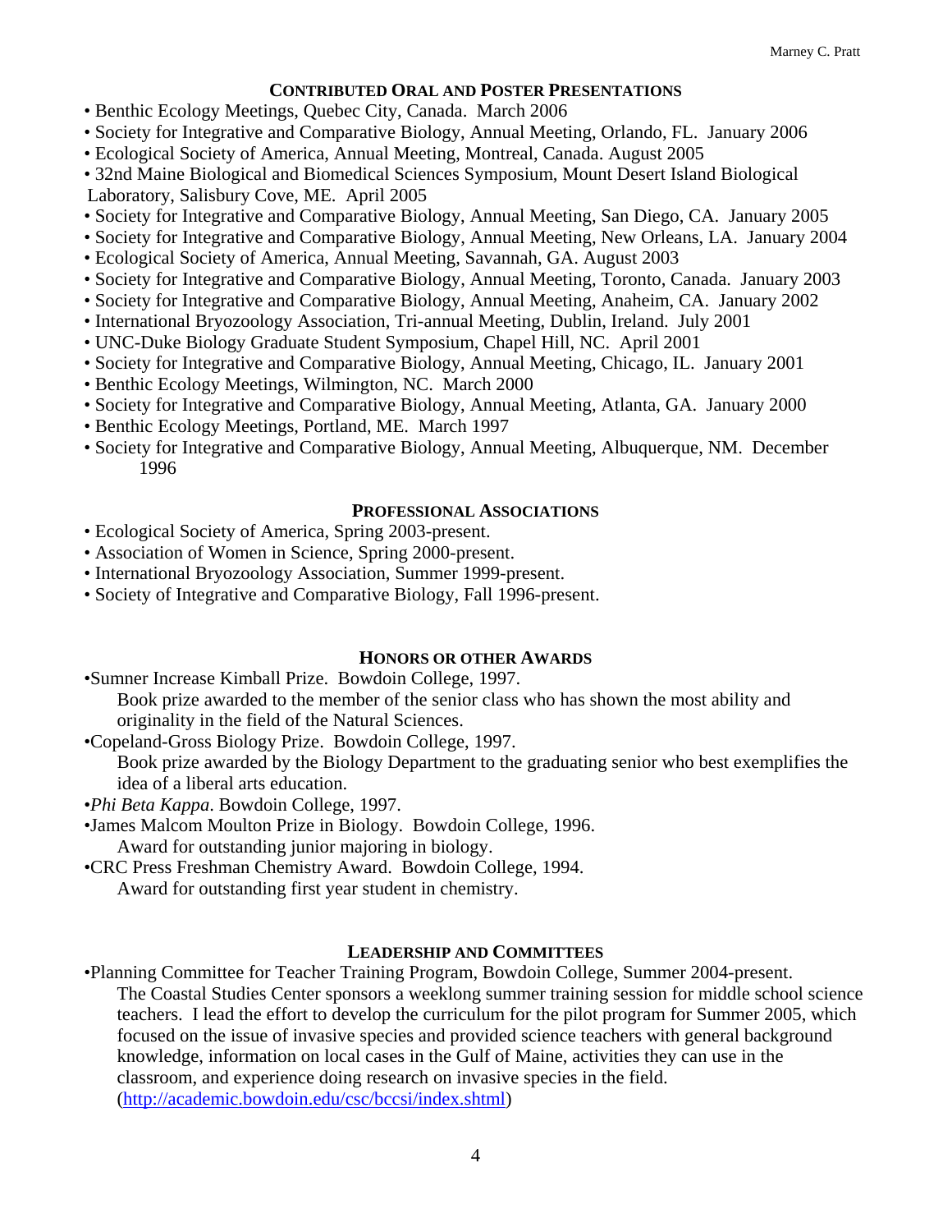## Contributed Oral and Poster Presentations

- Benthic Ecology Meetings, Quebec City, Canada. March 2006
- Society for Integrative and Comparative Biology, Annual Meeting, Orlando, FL. January 2006
- Ecological Society of America, Annual Meeting, Montreal, Canada. August 2005
- 32nd Maine Biological and Biomedical Sciences Symposium, Mount Desert Island Biological Laboratory, Salisbury Cove, ME. April 2005
- Society for Integrative and Comparative Biology, Annual Meeting, San Diego, CA. January 2005
- Society for Integrative and Comparative Biology, Annual Meeting, New Orleans, LA. January 2004
- Ecological Society of America, Annual Meeting, Savannah, GA. August 2003
- Society for Integrative and Comparative Biology, Annual Meeting, Toronto, Canada. January 2003
- Society for Integrative and Comparative Biology, Annual Meeting, Anaheim, CA. January 2002
- International Bryozoology Association, Tri-annual Meeting, Dublin, Ireland. July 2001
- UNC-Duke Biology Graduate Student Symposium, Chapel Hill, NC. April 2001
- Society for Integrative and Comparative Biology, Annual Meeting, Chicago, IL. January 2001
- Benthic Ecology Meetings, Wilmington, NC. March 2000
- Society for Integrative and Comparative Biology, Annual Meeting, Atlanta, GA. January 2000
- Benthic Ecology Meetings, Portland, ME. March 1997
- Society for Integrative and Comparative Biology, Annual Meeting, Albuquerque, NM. December 1996

## Professional Associations

- Ecological Society of America, Spring 2003-present.
- Association of Women in Science, Spring 2000-present.
- International Bryozoology Association, Summer 1999-present.
- Society of Integrative and Comparative Biology, Fall 1996-present.

## Honors or other Awards

- Sumner Increase Kimball Prize. Bowdoin College, 1997.
  Book prize awarded to the member of the senior class who has shown the most ability and originality in the field of the Natural Sciences.
- Copeland-Gross Biology Prize. Bowdoin College, 1997.
  Book prize awarded by the Biology Department to the graduating senior who best exemplifies the idea of a liberal arts education.
- *Phi Beta Kappa*. Bowdoin College, 1997.
- James Malcom Moulton Prize in Biology. Bowdoin College, 1996.
  Award for outstanding junior majoring in biology.
- CRC Press Freshman Chemistry Award. Bowdoin College, 1994.
  Award for outstanding first year student in chemistry.

## Leadership and Committees

- Planning Committee for Teacher Training Program, Bowdoin College, Summer 2004-present.
  The Coastal Studies Center sponsors a weeklong summer training session for middle school science teachers. I lead the effort to develop the curriculum for the pilot program for Summer 2005, which focused on the issue of invasive species and provided science teachers with general background knowledge, information on local cases in the Gulf of Maine, activities they can use in the classroom, and experience doing research on invasive species in the field. (http://academic.bowdoin.edu/csc/bccsi/index.shtml)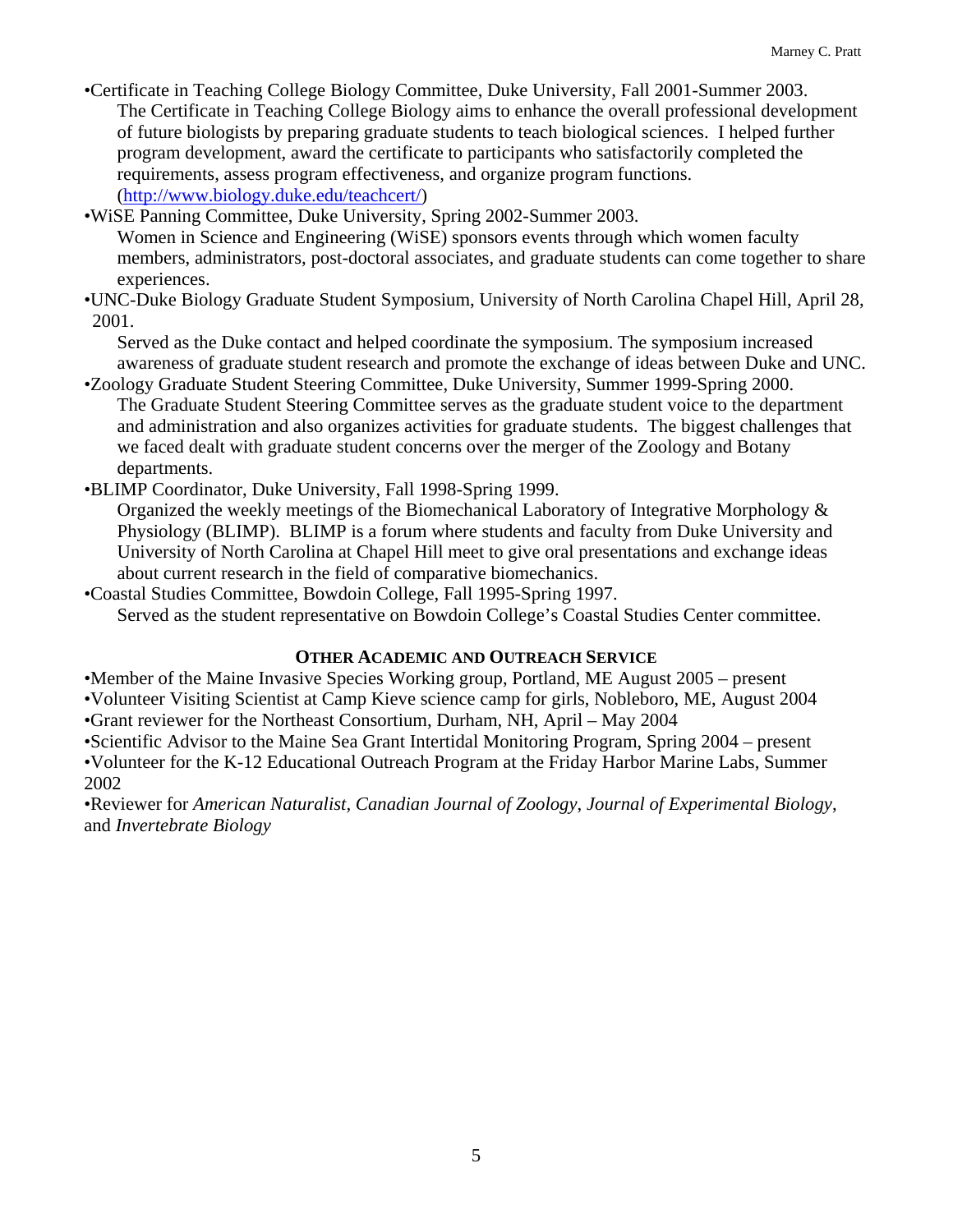- •Certificate in Teaching College Biology Committee, Duke University, Fall 2001-Summer 2003.
  The Certificate in Teaching College Biology aims to enhance the overall professional development of future biologists by preparing graduate students to teach biological sciences. I helped further program development, award the certificate to participants who satisfactorily completed the requirements, assess program effectiveness, and organize program functions. (http://www.biology.duke.edu/teachcert/)
- •WiSE Panning Committee, Duke University, Spring 2002-Summer 2003.
  Women in Science and Engineering (WiSE) sponsors events through which women faculty members, administrators, post-doctoral associates, and graduate students can come together to share experiences.
- •UNC-Duke Biology Graduate Student Symposium, University of North Carolina Chapel Hill, April 28, 2001.
  Served as the Duke contact and helped coordinate the symposium. The symposium increased awareness of graduate student research and promote the exchange of ideas between Duke and UNC.
- •Zoology Graduate Student Steering Committee, Duke University, Summer 1999-Spring 2000.
  The Graduate Student Steering Committee serves as the graduate student voice to the department and administration and also organizes activities for graduate students. The biggest challenges that we faced dealt with graduate student concerns over the merger of the Zoology and Botany departments.
- •BLIMP Coordinator, Duke University, Fall 1998-Spring 1999.
  Organized the weekly meetings of the Biomechanical Laboratory of Integrative Morphology & Physiology (BLIMP). BLIMP is a forum where students and faculty from Duke University and University of North Carolina at Chapel Hill meet to give oral presentations and exchange ideas about current research in the field of comparative biomechanics.
- •Coastal Studies Committee, Bowdoin College, Fall 1995-Spring 1997.
  Served as the student representative on Bowdoin College's Coastal Studies Center committee.

## OTHER ACADEMIC AND OUTREACH SERVICE

- •Member of the Maine Invasive Species Working group, Portland, ME August 2005 – present
- •Volunteer Visiting Scientist at Camp Kieve science camp for girls, Nobleboro, ME, August 2004
- •Grant reviewer for the Northeast Consortium, Durham, NH, April – May 2004
- •Scientific Advisor to the Maine Sea Grant Intertidal Monitoring Program, Spring 2004 – present
- •Volunteer for the K-12 Educational Outreach Program at the Friday Harbor Marine Labs, Summer 2002
- •Reviewer for *American Naturalist*, *Canadian Journal of Zoology*, *Journal of Experimental Biology*, and *Invertebrate Biology*